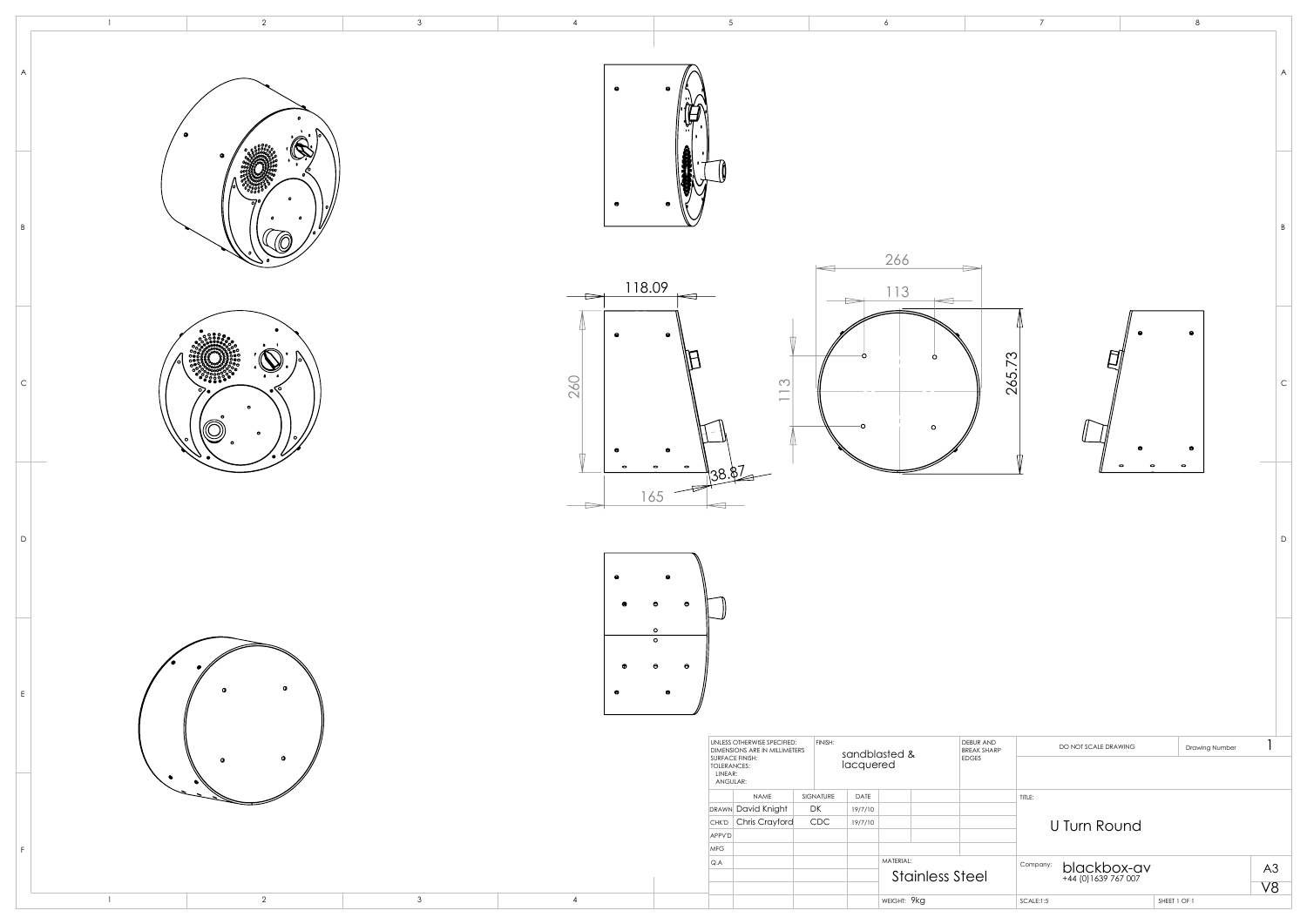118.09

260

165

38.87

266

113

113

265.73

| UNLESS OTHERWISE SPECIFIED: DIMENSIONS ARE IN MILLIMETERS SURFACE FINISH: TOLERANCES: LINEAR: ANGULAR: | FINISH: sandblasted & lacquered | DEBUR AND BREAK SHARP EDGES | DO NOT SCALE DRAWING | Drawing Number 1 |
|---|---|---|---|---|

| | NAME | SIGNATURE | DATE |
|---|---|---|---|
| DRAWN | David Knight | DK | 19/7/10 |
| CHK'D | Chris Crayford | CDC | 19/7/10 |
| APPV'D | | | |
| MFG | | | |
| Q.A | | | |

TITLE: U Turn Round

MATERIAL: Stainless Steel

WEIGHT: 9kg

Company: blackbox-av +44 (0)1639 767 007

A3

V8

SCALE:1:5

SHEET 1 OF 1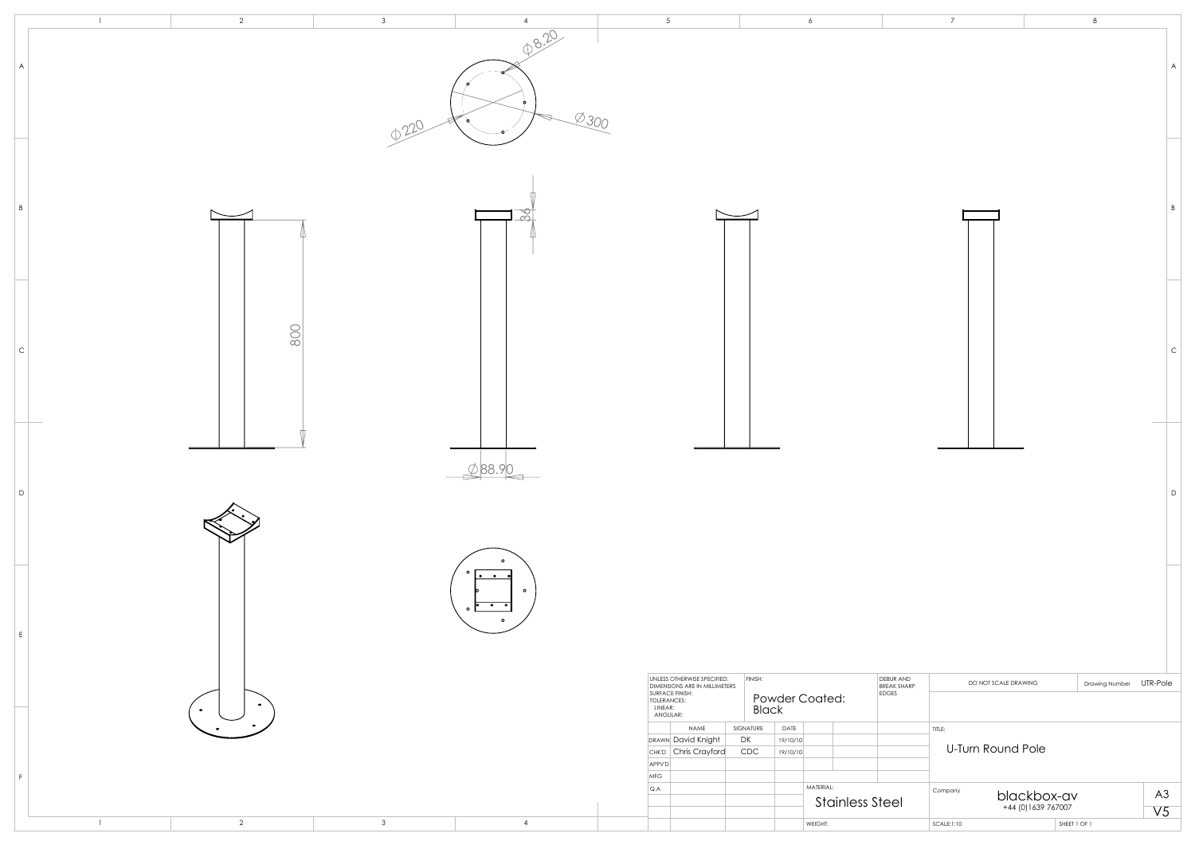Ø8.20

Ø220

Ø300

36

800

Ø88.90

| UNLESS OTHERWISE SPECIFIED: DIMENSIONS ARE IN MILLIMETERS SURFACE FINISH: TOLERANCES: LINEAR: ANGULAR: | | FINISH: Powder Coated: Black | | | DEBUR AND BREAK SHARP EDGES | DO NOT SCALE DRAWING | Drawing Number | UTR-Pole |
|---|---|---|---|---|---|---|---|---|
| | NAME | SIGNATURE | DATE | | | TITLE: U-Turn Round Pole | | |
| DRAWN | David Knight | DK | 19/10/10 | | | | | |
| CHK'D | Chris Crayford | CDC | 19/10/10 | | | | | |
| APPV'D | | | | | | | | |
| MFG | | | | | | | | |
| Q.A | | | | MATERIAL: Stainless Steel | | Company blackbox-av +44 (0)1639 767007 | | A3 V5 |
| | | | | WEIGHT: | | SCALE:1:10 | SHEET 1 OF 1 | |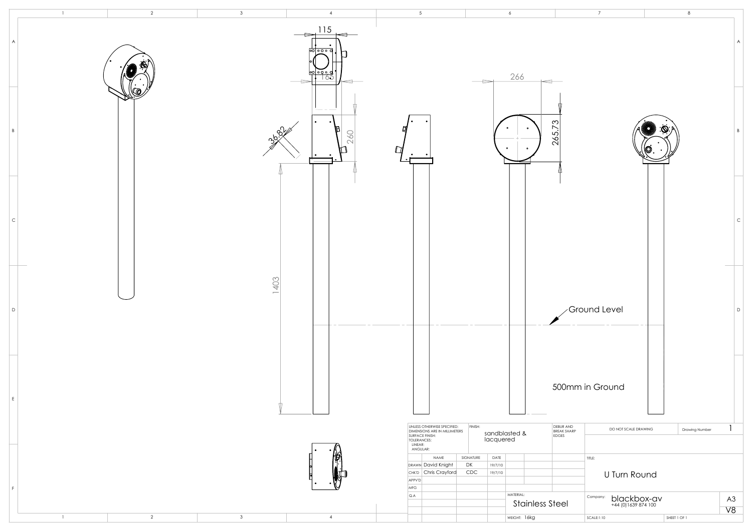115

165

36.82

260

1403

266

265.73

Ground Level

500mm in Ground

| UNLESS OTHERWISE SPECIFIED: DIMENSIONS ARE IN MILLIMETERS SURFACE FINISH: TOLERANCES: LINEAR: ANGULAR: | | FINISH: sandblasted & lacquered | | | | DEBUR AND BREAK SHARP EDGES | DO NOT SCALE DRAWING | Drawing Number | 1 |
|---|---|---|---|---|---|---|---|---|---|
| | NAME | SIGNATURE | DATE | | | | TITLE: | | |
| DRAWN | David Knight | DK | 19/7/10 | | | | U Turn Round | | |
| CHK'D | Chris Crayford | CDC | 19/7/10 | | | | | | |
| APPV'D | | | | | | | | | |
| MFG | | | | | | | | | |
| Q.A | | | | MATERIAL: Stainless Steel | | | Company: blackbox-av +44 (0)1639 874 100 | | A3 V8 |
| | | | | WEIGHT: 16kg | | | SCALE:1:10 | SHEET 1 OF 1 | |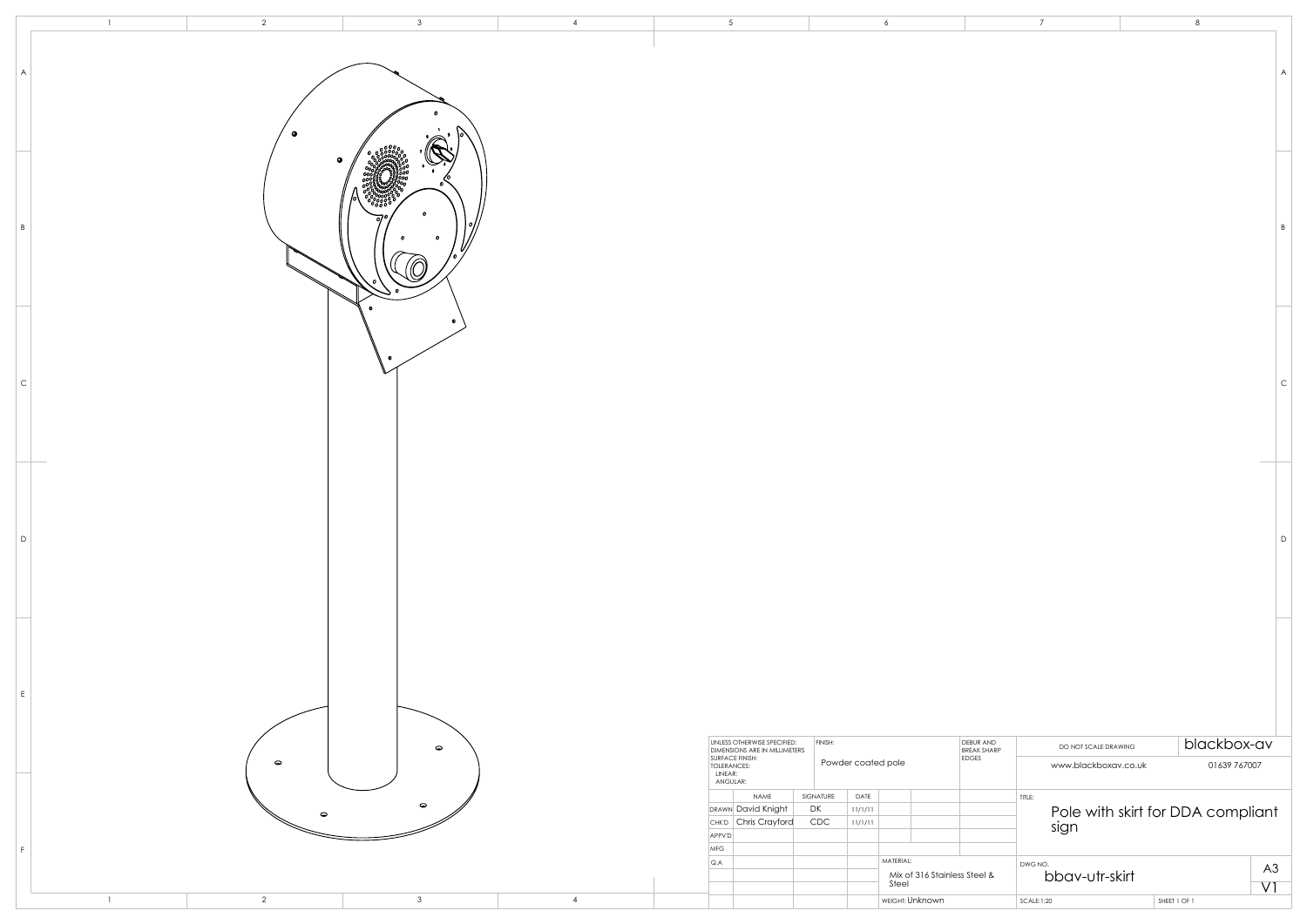| UNLESS OTHERWISE SPECIFIED: DIMENSIONS ARE IN MILLIMETERS SURFACE FINISH: TOLERANCES: LINEAR: ANGULAR: | | FINISH: Powder coated pole | | | | DEBUR AND BREAK SHARP EDGES | DO NOT SCALE DRAWING | blackbox-av |
|---|---|---|---|---|---|---|---|---|
| | | | | | | | www.blackboxav.co.uk | 01639 767007 |
| | NAME | SIGNATURE | DATE | | | | TITLE: | |
| DRAWN | David Knight | DK | 11/1/11 | | | | Pole with skirt for DDA compliant sign | |
| CHK'D | Chris Crayford | CDC | 11/1/11 | | | | | |
| APPV'D | | | | | | | | |
| MFG | | | | | | | | |
| Q.A | | | | MATERIAL: Mix of 316 Stainless Steel & Steel | | | DWG NO. bbav-utr-skirt | A3 V1 |
| | | | | WEIGHT: Unknown | | | SCALE:1:20 | SHEET 1 OF 1 |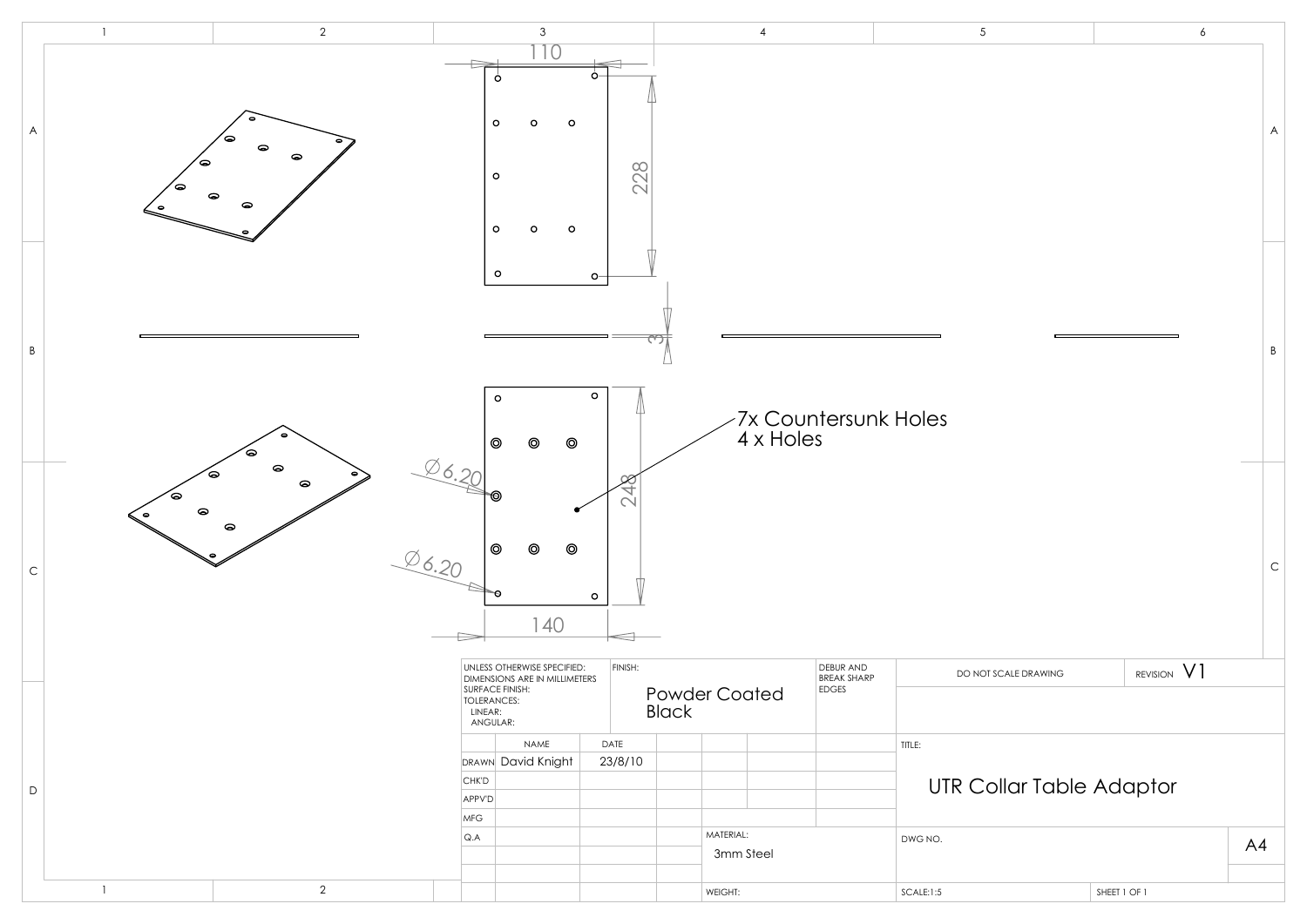110

228

3

7x Countersunk Holes
4 x Holes

$\varnothing 6.20$

$\varnothing 6.20$

248

140

| UNLESS OTHERWISE SPECIFIED: DIMENSIONS ARE IN MILLIMETERS SURFACE FINISH: TOLERANCES: LINEAR: ANGULAR: | FINISH: Powder Coated Black | DEBUR AND BREAK SHARP EDGES | DO NOT SCALE DRAWING | REVISION V1 |
|---|---|---|---|---|

| | NAME | DATE |
|---|---|---|
| DRAWN | David Knight | 23/8/10 |
| CHK'D | | |
| APPV'D | | |
| MFG | | |
| Q.A | | |

MATERIAL: 3mm Steel

WEIGHT:

TITLE: UTR Collar Table Adaptor

DWG NO.

A4

SCALE:1:5

SHEET 1 OF 1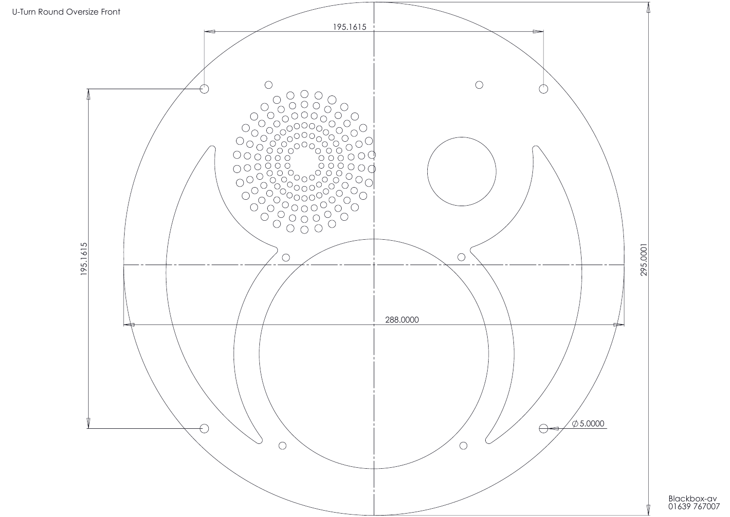U-Turn Round Oversize Front

195.1615

195.1615

295.0001

288.0000

∅5.0000

Blackbox-av
01639 767007